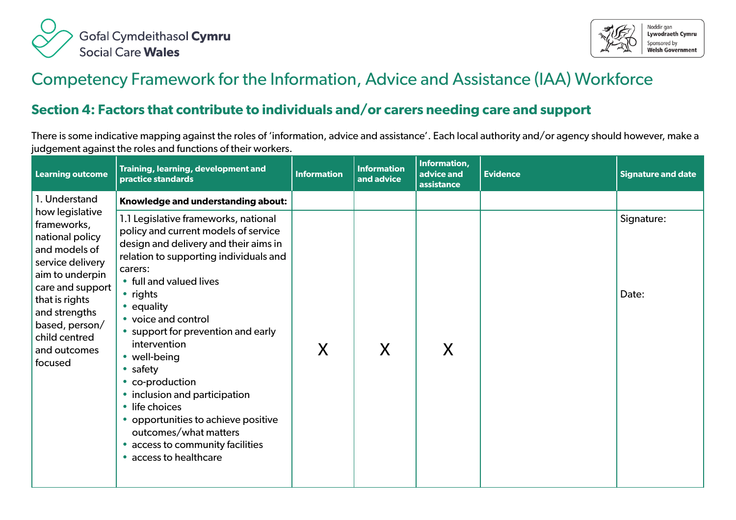Gofal Cymdeithasol **Cymru**
Social Care **Wales**

Noddir gan **Lywodraeth Cymru**
Sponsored by **Welsh Government**

# Competency Framework for the Information, Advice and Assistance (IAA) Workforce

## Section 4: Factors that contribute to individuals and/or carers needing care and support

There is some indicative mapping against the roles of 'information, advice and assistance'. Each local authority and/or agency should however, make a judgement against the roles and functions of their workers.

| Learning outcome | Training, learning, development and practice standards | Information | Information and advice | Information, advice and assistance | Evidence | Signature and date |
|---|---|---|---|---|---|---|
| 1. Understand how legislative frameworks, national policy and models of service delivery aim to underpin care and support that is rights and strengths based, person/child centred and outcomes focused | **Knowledge and understanding about:** | | | | | |
| | 1.1 Legislative frameworks, national policy and current models of service design and delivery and their aims in relation to supporting individuals and carers:<br>• full and valued lives<br>• rights<br>• equality<br>• voice and control<br>• support for prevention and early intervention<br>• well-being<br>• safety<br>• co-production<br>• inclusion and participation<br>• life choices<br>• opportunities to achieve positive outcomes/what matters<br>• access to community facilities<br>• access to healthcare | X | X | X | | Signature:<br><br>Date: |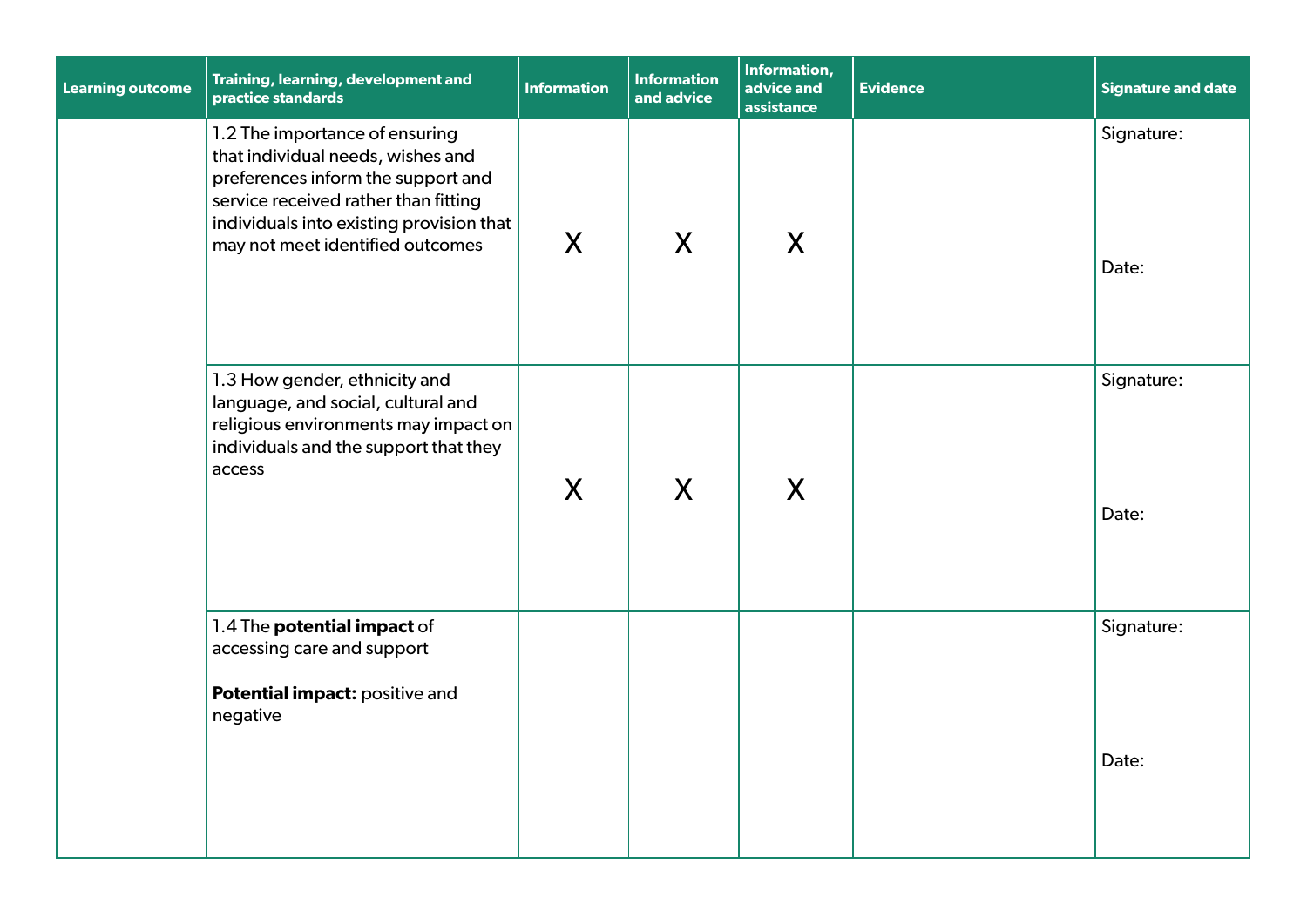| Learning outcome | Training, learning, development and practice standards | Information | Information and advice | Information, advice and assistance | Evidence | Signature and date |
|---|---|---|---|---|---|---|
| | 1.2 The importance of ensuring that individual needs, wishes and preferences inform the support and service received rather than fitting individuals into existing provision that may not meet identified outcomes | X | X | X | | Signature:<br><br>Date: |
| | 1.3 How gender, ethnicity and language, and social, cultural and religious environments may impact on individuals and the support that they access | X | X | X | | Signature:<br><br>Date: |
| | 1.4 The **potential impact** of accessing care and support<br><br>**Potential impact:** positive and negative | | | | | Signature:<br><br>Date: |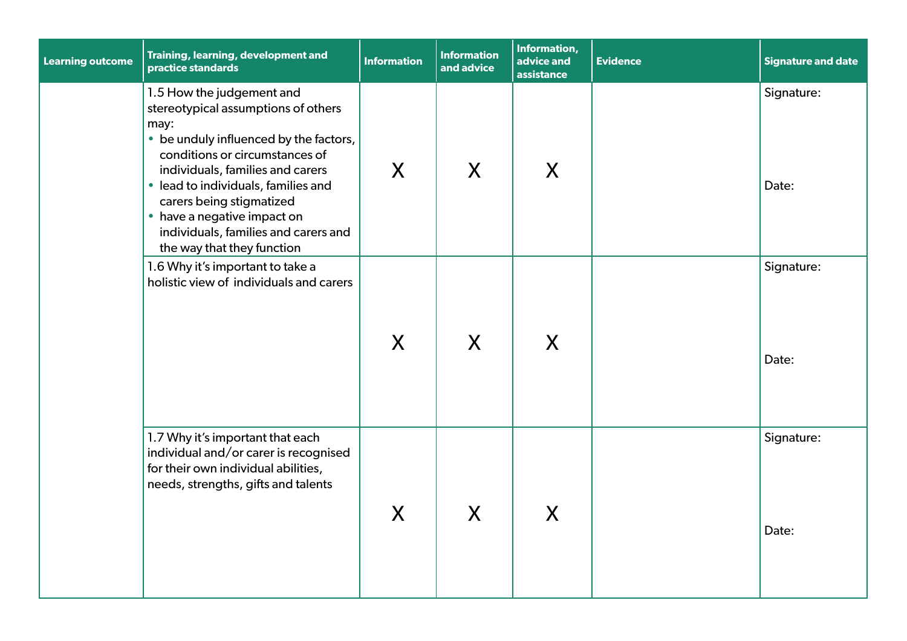| Learning outcome | Training, learning, development and practice standards | Information | Information and advice | Information, advice and assistance | Evidence | Signature and date |
|---|---|---|---|---|---|---|
| | 1.5 How the judgement and stereotypical assumptions of others may:<br>• be unduly influenced by the factors, conditions or circumstances of individuals, families and carers<br>• lead to individuals, families and carers being stigmatized<br>• have a negative impact on individuals, families and carers and the way that they function | X | X | X | | Signature:<br><br>Date: |
| | 1.6 Why it's important to take a holistic view of individuals and carers | X | X | X | | Signature:<br><br>Date: |
| | 1.7 Why it's important that each individual and/or carer is recognised for their own individual abilities, needs, strengths, gifts and talents | X | X | X | | Signature:<br><br>Date: |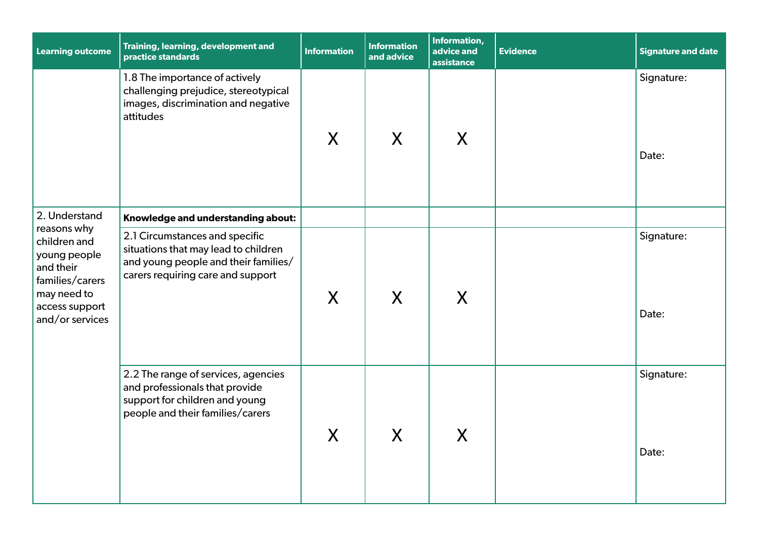| Learning outcome | Training, learning, development and practice standards | Information | Information and advice | Information, advice and assistance | Evidence | Signature and date |
|---|---|---|---|---|---|---|
| | 1.8 The importance of actively challenging prejudice, stereotypical images, discrimination and negative attitudes | X | X | X | | Signature:<br><br>Date: |
| 2. Understand reasons why children and young people and their families/carers may need to access support and/or services | **Knowledge and understanding about:** | | | | | |
| | 2.1 Circumstances and specific situations that may lead to children and young people and their families/carers requiring care and support | X | X | X | | Signature:<br><br>Date: |
| | 2.2 The range of services, agencies and professionals that provide support for children and young people and their families/carers | X | X | X | | Signature:<br><br>Date: |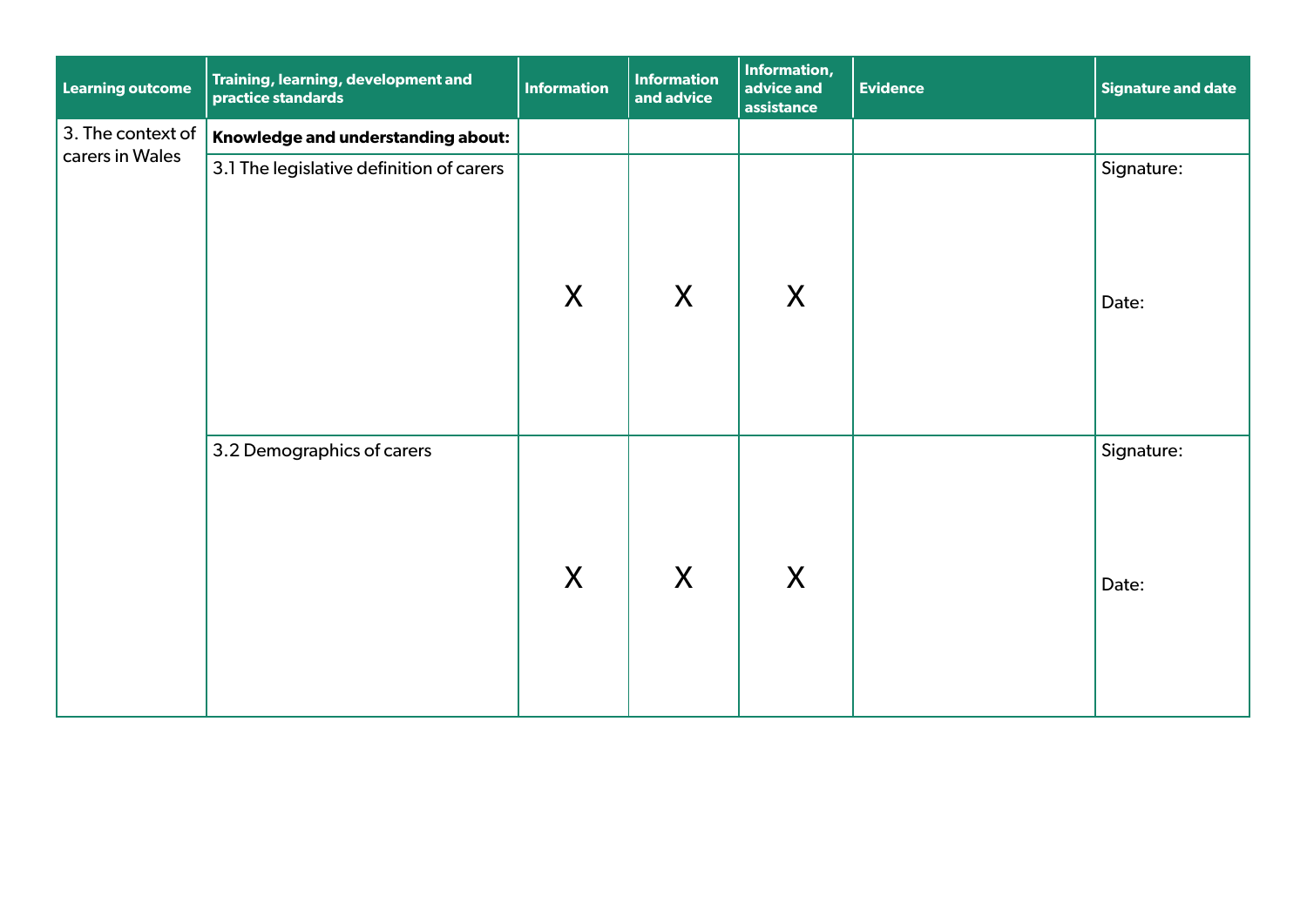| Learning outcome | Training, learning, development and practice standards | Information | Information and advice | Information, advice and assistance | Evidence | Signature and date |
|---|---|---|---|---|---|---|
| 3. The context of carers in Wales | **Knowledge and understanding about:** | | | | | |
| | 3.1 The legislative definition of carers | X | X | X | | Signature: Date: |
| | 3.2 Demographics of carers | X | X | X | | Signature: Date: |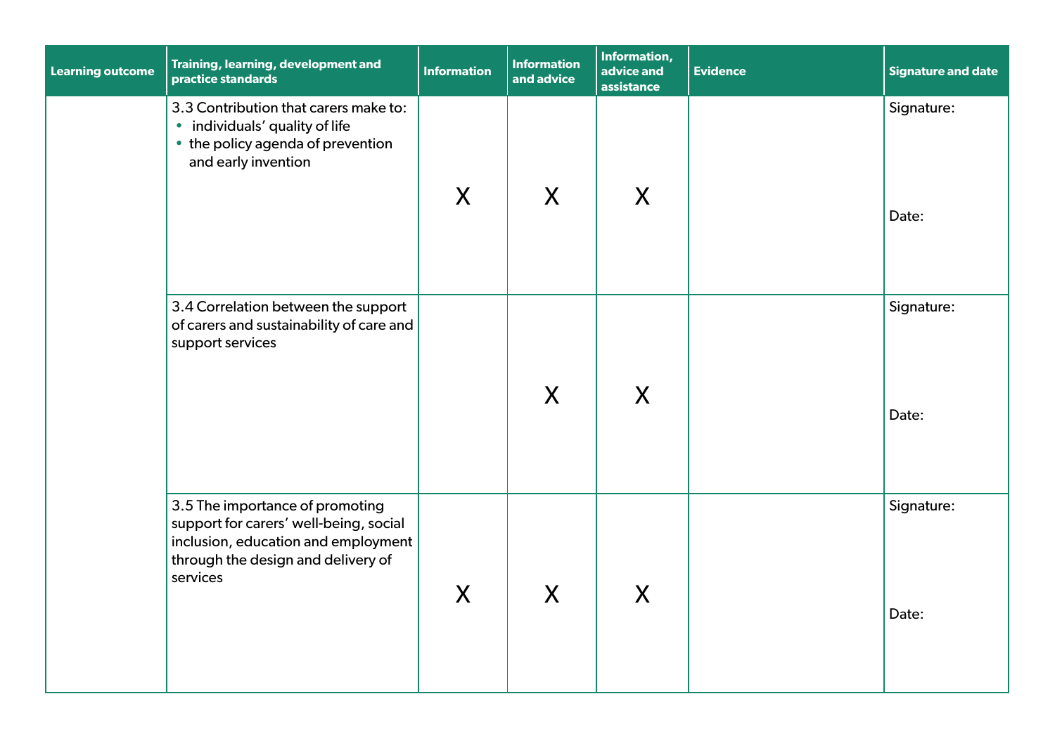| Learning outcome | Training, learning, development and practice standards | Information | Information and advice | Information, advice and assistance | Evidence | Signature and date |
|---|---|---|---|---|---|---|
| | 3.3 Contribution that carers make to:<br>• individuals' quality of life<br>• the policy agenda of prevention and early invention | X | X | X | | Signature:<br><br>Date: |
| | 3.4 Correlation between the support of carers and sustainability of care and support services | | X | X | | Signature:<br><br>Date: |
| | 3.5 The importance of promoting support for carers' well-being, social inclusion, education and employment through the design and delivery of services | X | X | X | | Signature:<br><br>Date: |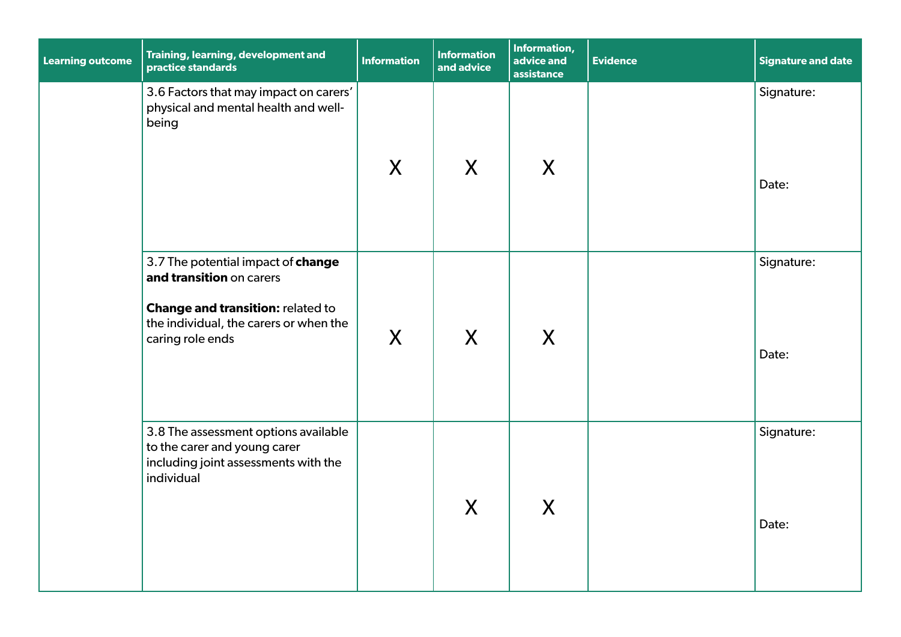| Learning outcome | Training, learning, development and practice standards | Information | Information and advice | Information, advice and assistance | Evidence | Signature and date |
|---|---|---|---|---|---|---|
| | 3.6 Factors that may impact on carers' physical and mental health and well-being | X | X | X | | Signature: Date: |
| | 3.7 The potential impact of **change and transition** on carers **Change and transition:** related to the individual, the carers or when the caring role ends | X | X | X | | Signature: Date: |
| | 3.8 The assessment options available to the carer and young carer including joint assessments with the individual | | X | X | | Signature: Date: |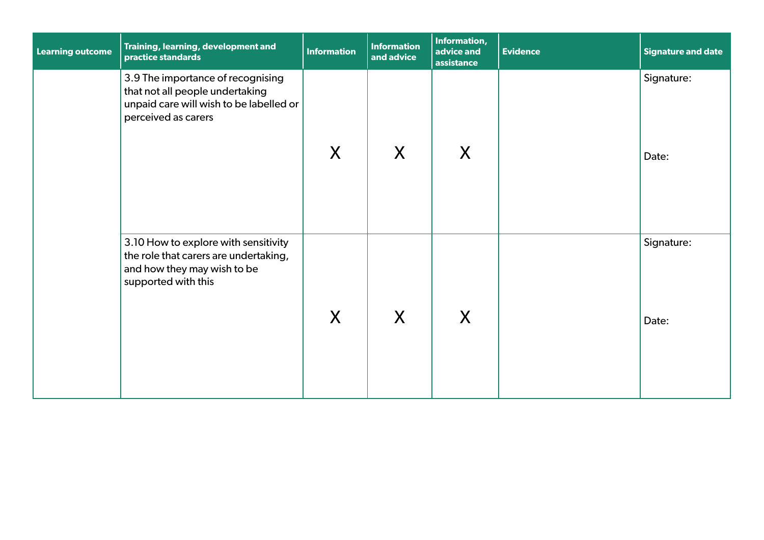| Learning outcome | Training, learning, development and practice standards | Information | Information and advice | Information, advice and assistance | Evidence | Signature and date |
|---|---|---|---|---|---|---|
| | 3.9 The importance of recognising that not all people undertaking unpaid care will wish to be labelled or perceived as carers | X | X | X | | Signature: Date: |
| | 3.10 How to explore with sensitivity the role that carers are undertaking, and how they may wish to be supported with this | X | X | X | | Signature: Date: |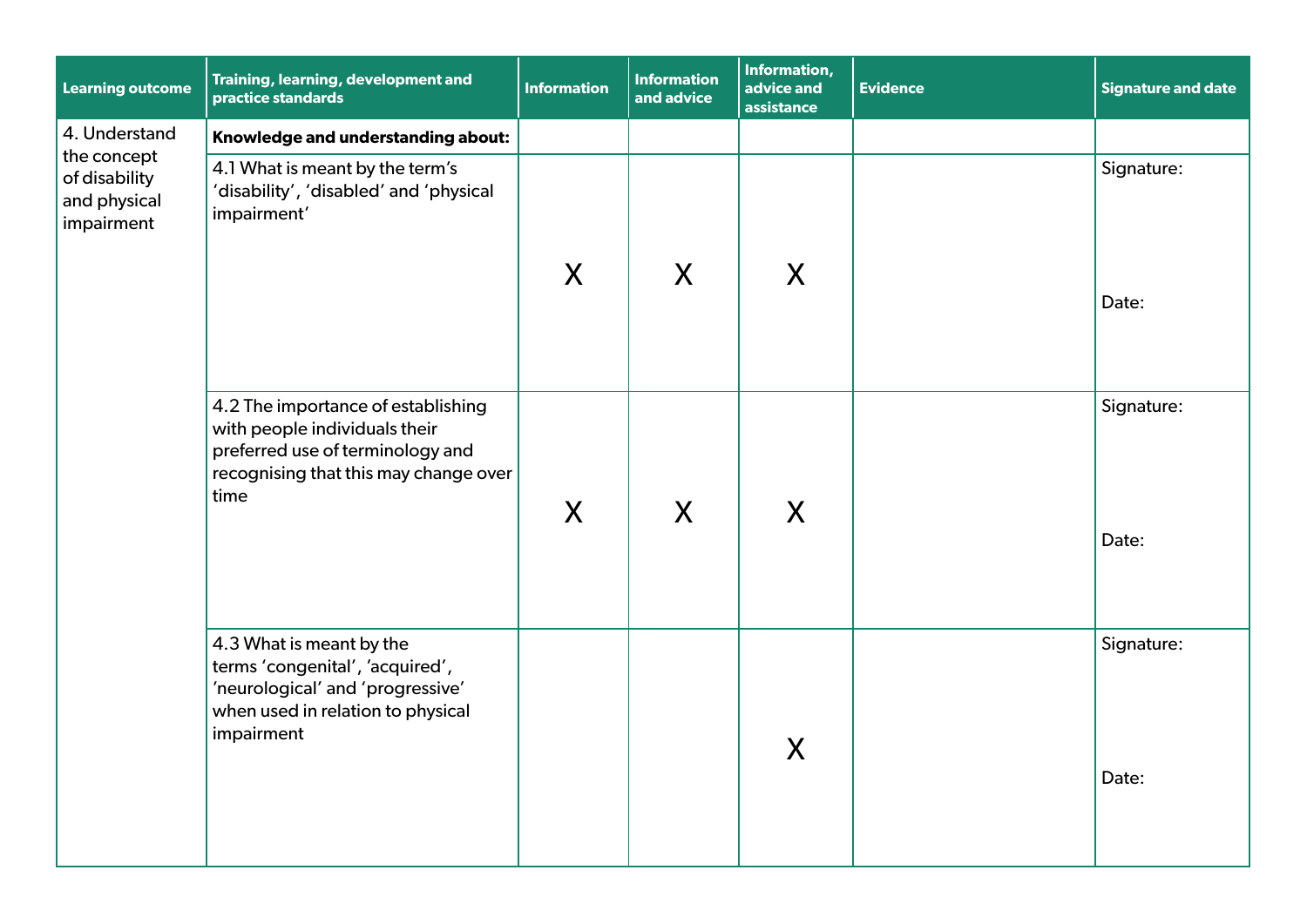| Learning outcome | Training, learning, development and practice standards | Information | Information and advice | Information, advice and assistance | Evidence | Signature and date |
|---|---|---|---|---|---|---|
| 4. Understand the concept of disability and physical impairment | **Knowledge and understanding about:** | | | | | |
| | 4.1 What is meant by the term's 'disability', 'disabled' and 'physical impairment' | X | X | X | | Signature: Date: |
| | 4.2 The importance of establishing with people individuals their preferred use of terminology and recognising that this may change over time | X | X | X | | Signature: Date: |
| | 4.3 What is meant by the terms 'congenital', 'acquired', 'neurological' and 'progressive' when used in relation to physical impairment | | | X | | Signature: Date: |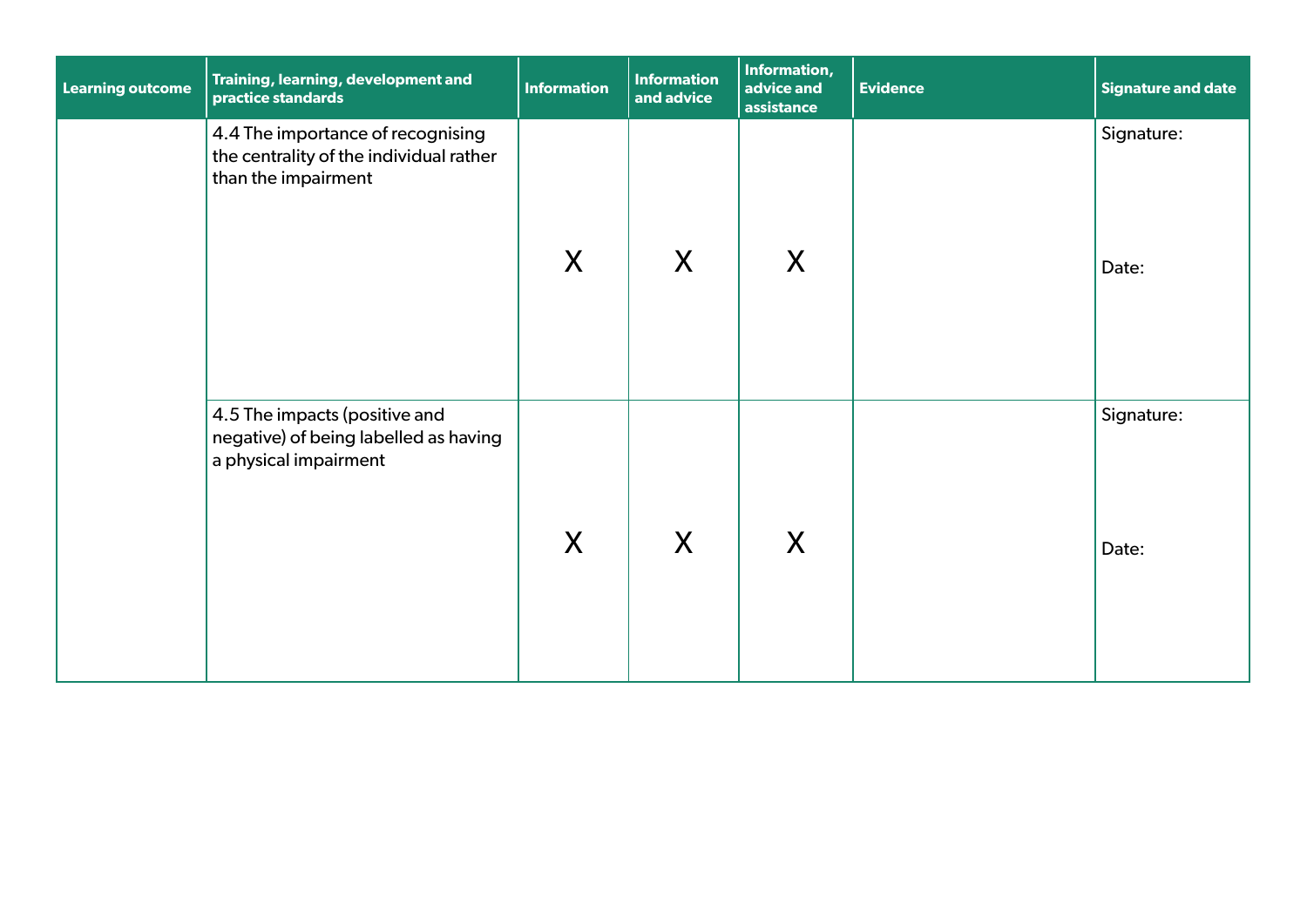| Learning outcome | Training, learning, development and practice standards | Information | Information and advice | Information, advice and assistance | Evidence | Signature and date |
|---|---|---|---|---|---|---|
| | 4.4 The importance of recognising the centrality of the individual rather than the impairment | X | X | X | | Signature: Date: |
| | 4.5 The impacts (positive and negative) of being labelled as having a physical impairment | X | X | X | | Signature: Date: |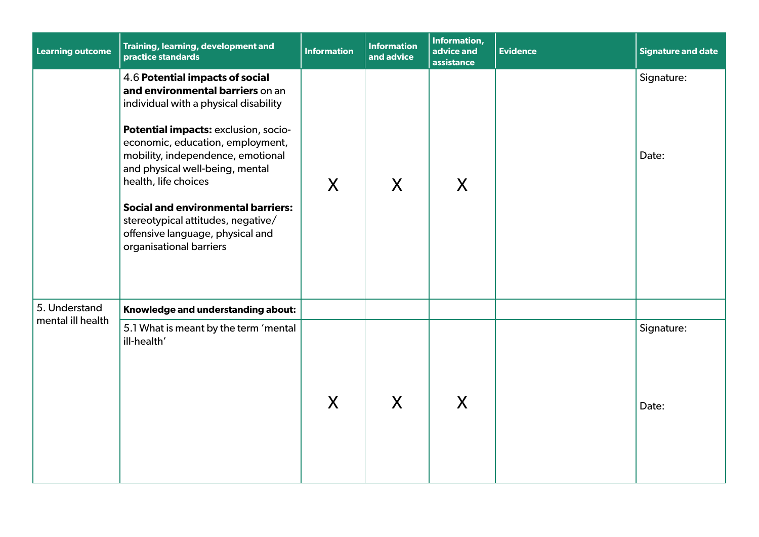| Learning outcome | Training, learning, development and practice standards | Information | Information and advice | Information, advice and assistance | Evidence | Signature and date |
|---|---|---|---|---|---|---|
| | 4.6 **Potential impacts of social and environmental barriers** on an individual with a physical disability<br><br>**Potential impacts:** exclusion, socio-economic, education, employment, mobility, independence, emotional and physical well-being, mental health, life choices<br><br>**Social and environmental barriers:** stereotypical attitudes, negative/offensive language, physical and organisational barriers | X | X | X | | Signature:<br><br>Date: |
| 5. Understand mental ill health | **Knowledge and understanding about:** | | | | | |
| | 5.1 What is meant by the term 'mental ill-health' | X | X | X | | Signature:<br><br>Date: |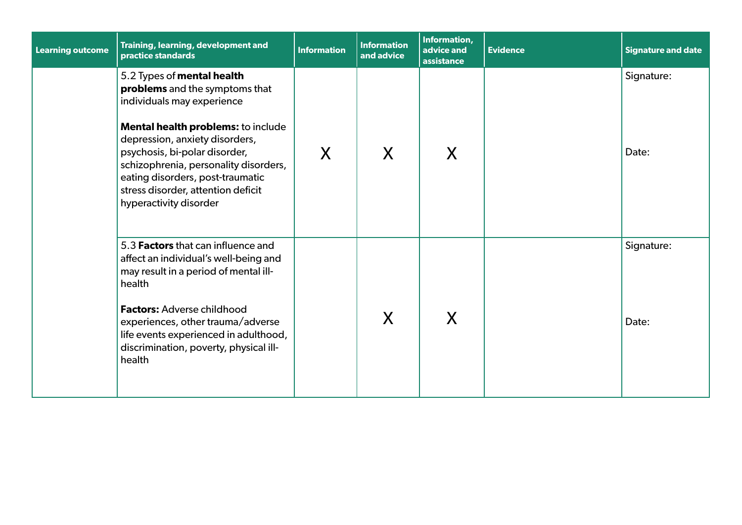| Learning outcome | Training, learning, development and practice standards | Information | Information and advice | Information, advice and assistance | Evidence | Signature and date |
|---|---|---|---|---|---|---|
| | 5.2 Types of **mental health problems** and the symptoms that individuals may experience<br><br>**Mental health problems:** to include depression, anxiety disorders, psychosis, bi-polar disorder, schizophrenia, personality disorders, eating disorders, post-traumatic stress disorder, attention deficit hyperactivity disorder | X | X | X | | Signature:<br><br>Date: |
| | 5.3 **Factors** that can influence and affect an individual's well-being and may result in a period of mental ill-health<br><br>**Factors:** Adverse childhood experiences, other trauma/adverse life events experienced in adulthood, discrimination, poverty, physical ill-health | | X | X | | Signature:<br><br>Date: |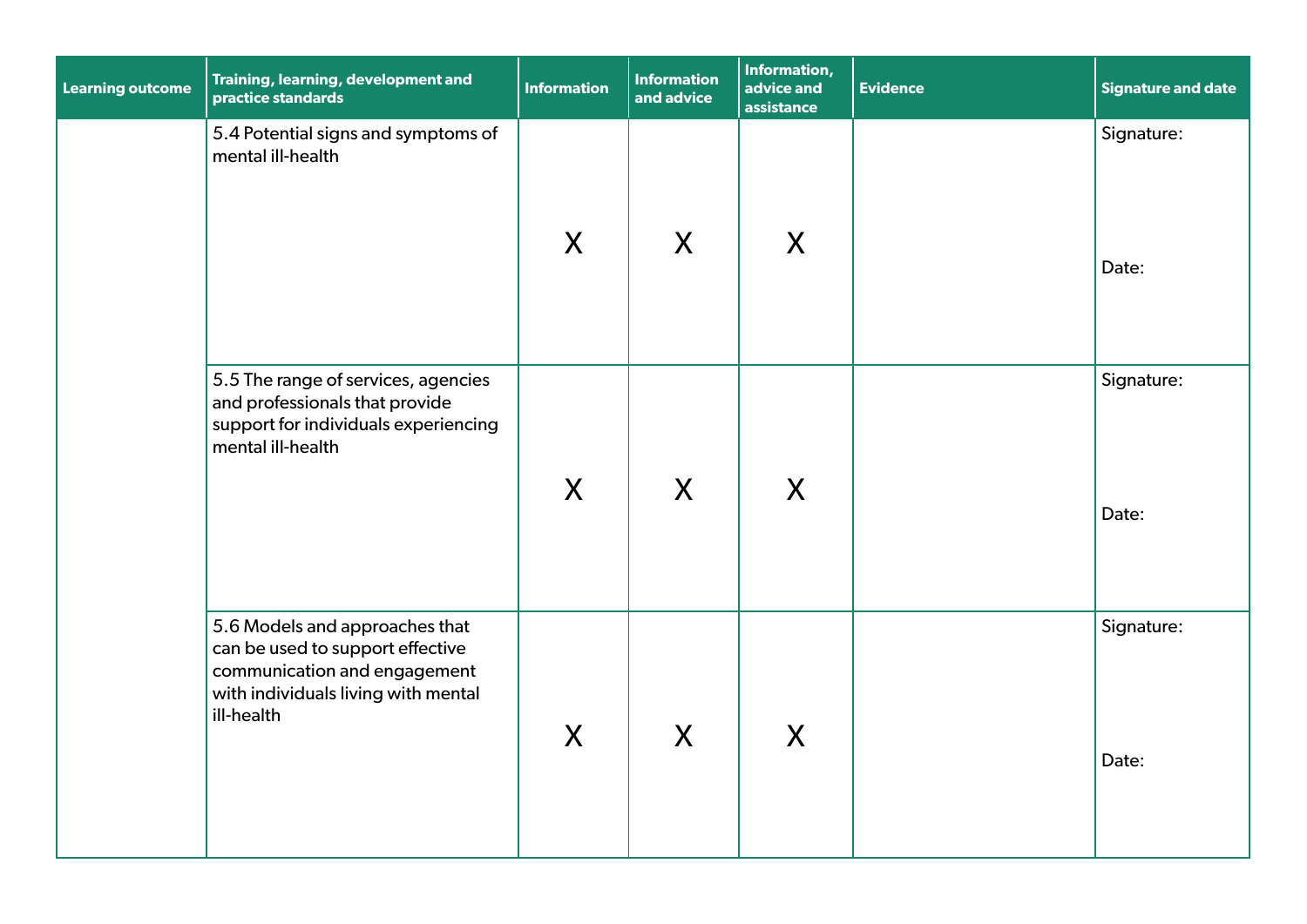| Learning outcome | Training, learning, development and practice standards | Information | Information and advice | Information, advice and assistance | Evidence | Signature and date |
|---|---|---|---|---|---|---|
| | 5.4 Potential signs and symptoms of mental ill-health | X | X | X | | Signature: Date: |
| | 5.5 The range of services, agencies and professionals that provide support for individuals experiencing mental ill-health | X | X | X | | Signature: Date: |
| | 5.6 Models and approaches that can be used to support effective communication and engagement with individuals living with mental ill-health | X | X | X | | Signature: Date: |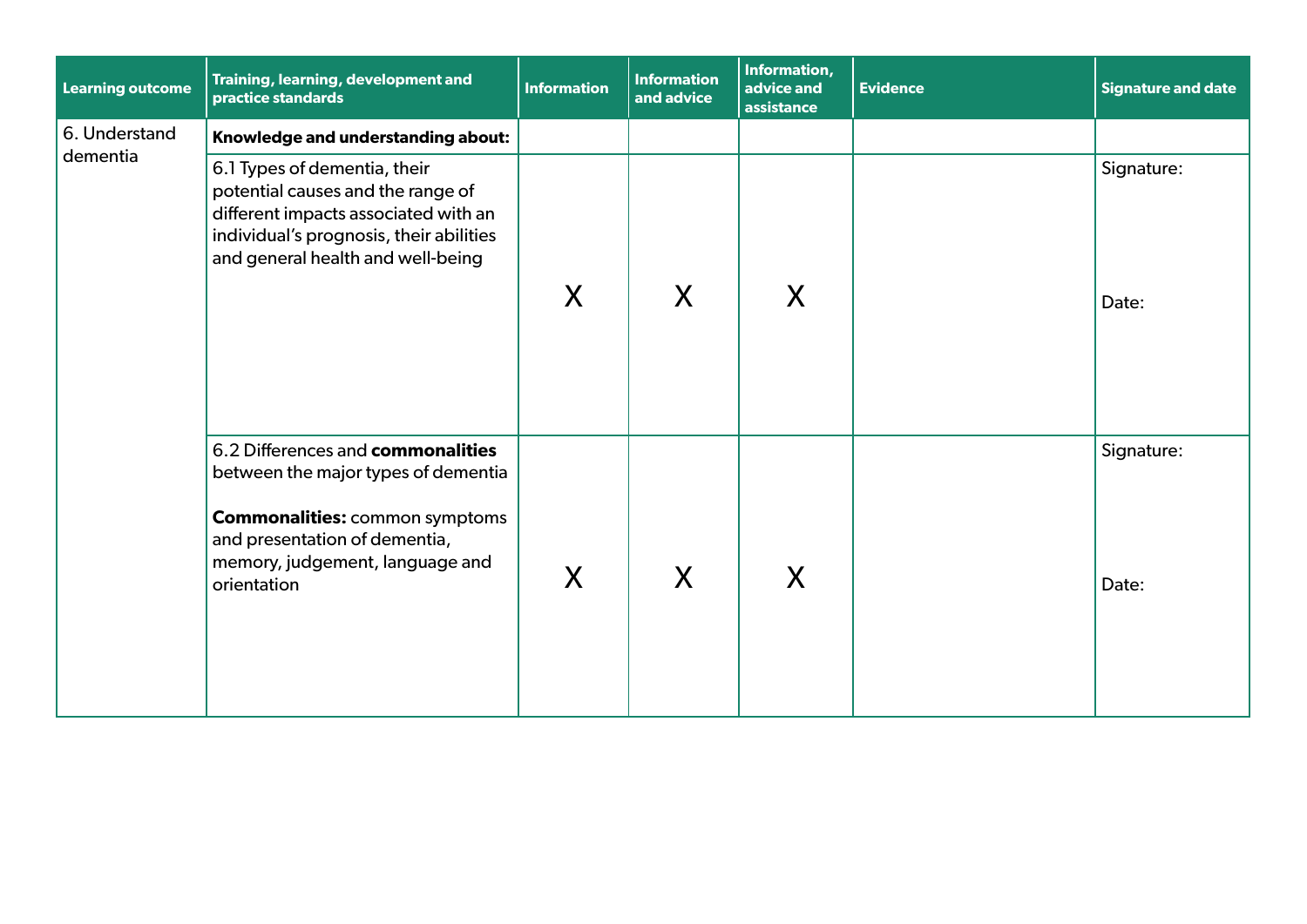| Learning outcome | Training, learning, development and practice standards | Information | Information and advice | Information, advice and assistance | Evidence | Signature and date |
|---|---|---|---|---|---|---|
| 6. Understand dementia | **Knowledge and understanding about:** | | | | | |
| | 6.1 Types of dementia, their potential causes and the range of different impacts associated with an individual's prognosis, their abilities and general health and well-being | X | X | X | | Signature:<br><br>Date: |
| | 6.2 Differences and **commonalities** between the major types of dementia<br><br>**Commonalities:** common symptoms and presentation of dementia, memory, judgement, language and orientation | X | X | X | | Signature:<br><br>Date: |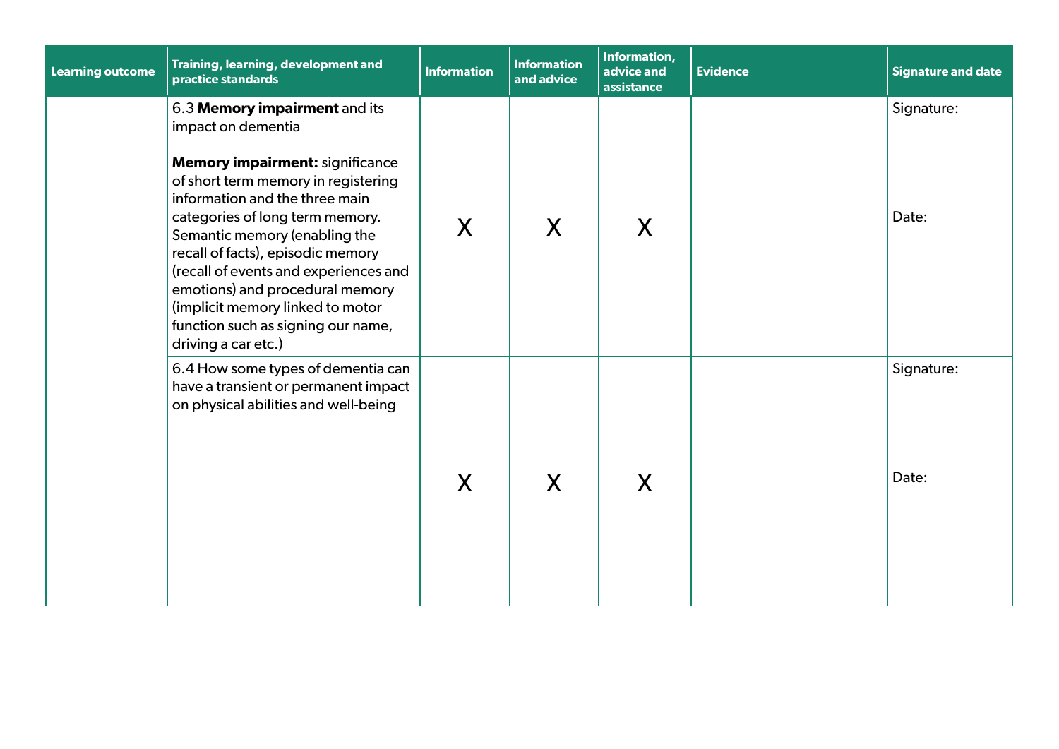| Learning outcome | Training, learning, development and practice standards | Information | Information and advice | Information, advice and assistance | Evidence | Signature and date |
|---|---|---|---|---|---|---|
| | 6.3 **Memory impairment** and its impact on dementia<br><br>**Memory impairment:** significance of short term memory in registering information and the three main categories of long term memory. Semantic memory (enabling the recall of facts), episodic memory (recall of events and experiences and emotions) and procedural memory (implicit memory linked to motor function such as signing our name, driving a car etc.) | X | X | X | | Signature:<br><br>Date: |
| | 6.4 How some types of dementia can have a transient or permanent impact on physical abilities and well-being | X | X | X | | Signature:<br><br>Date: |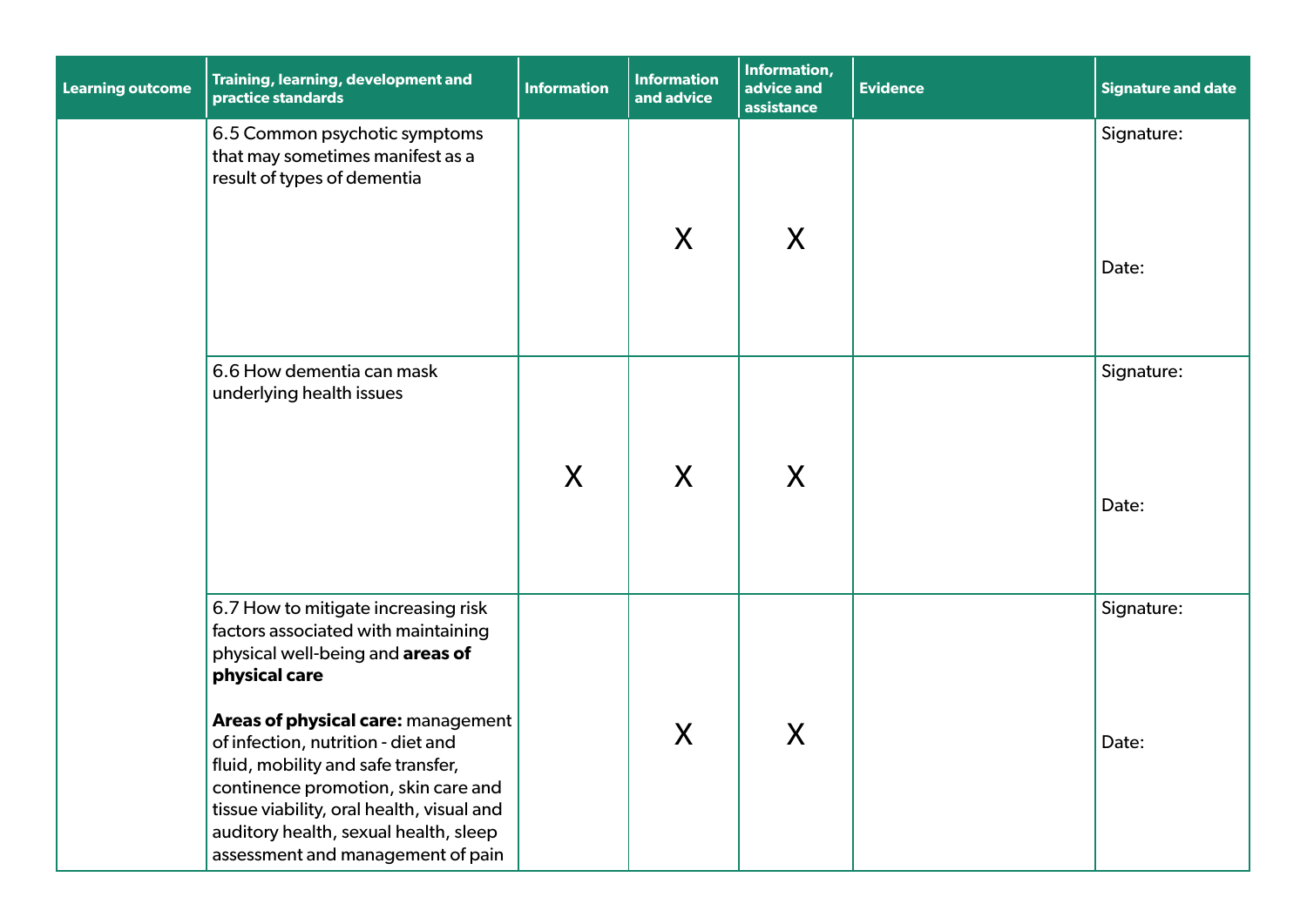| Learning outcome | Training, learning, development and practice standards | Information | Information and advice | Information, advice and assistance | Evidence | Signature and date |
|---|---|---|---|---|---|---|
| | 6.5 Common psychotic symptoms that may sometimes manifest as a result of types of dementia | | X | X | | Signature:<br><br>Date: |
| | 6.6 How dementia can mask underlying health issues | X | X | X | | Signature:<br><br>Date: |
| | 6.7 How to mitigate increasing risk factors associated with maintaining physical well-being and **areas of physical care**<br><br>**Areas of physical care:** management of infection, nutrition - diet and fluid, mobility and safe transfer, continence promotion, skin care and tissue viability, oral health, visual and auditory health, sexual health, sleep assessment and management of pain | | X | X | | Signature:<br><br>Date: |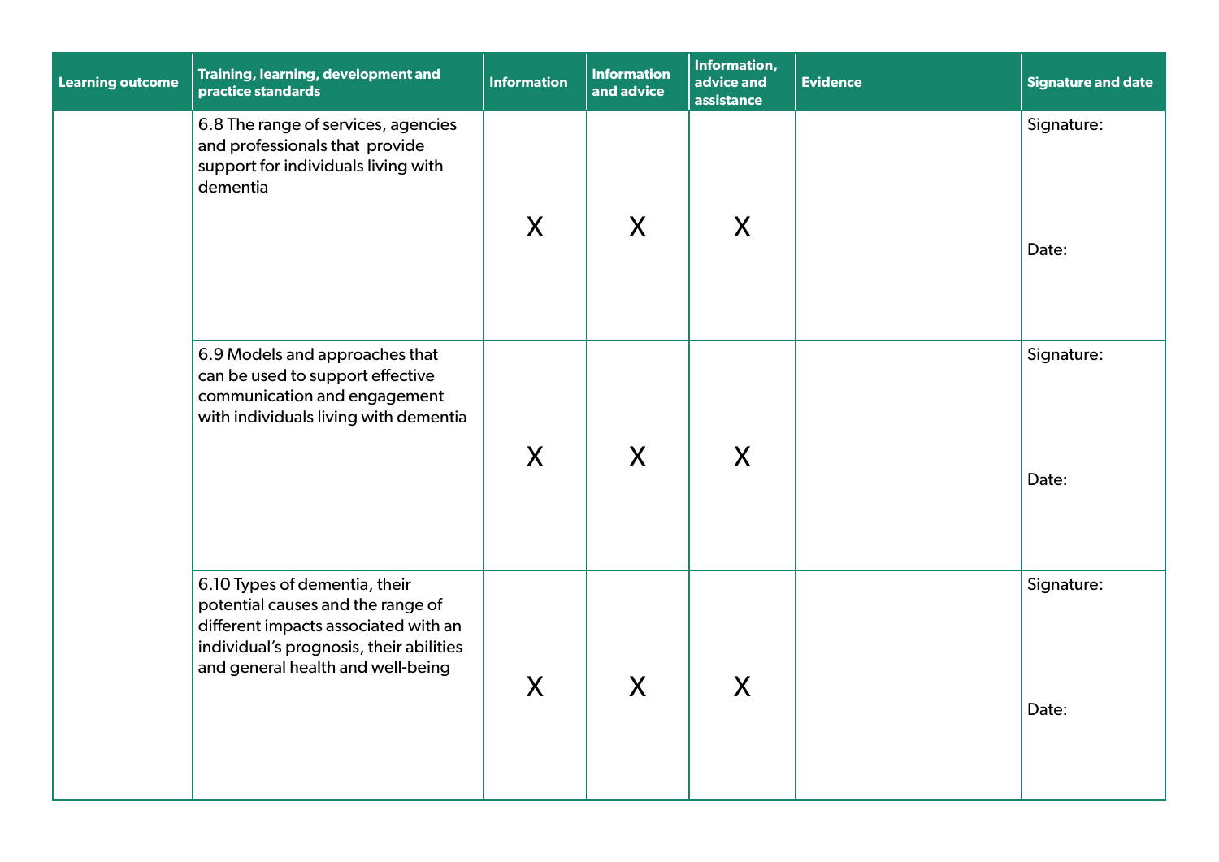| Learning outcome | Training, learning, development and practice standards | Information | Information and advice | Information, advice and assistance | Evidence | Signature and date |
|---|---|---|---|---|---|---|
| | 6.8 The range of services, agencies and professionals that provide support for individuals living with dementia | X | X | X | | Signature: Date: |
| | 6.9 Models and approaches that can be used to support effective communication and engagement with individuals living with dementia | X | X | X | | Signature: Date: |
| | 6.10 Types of dementia, their potential causes and the range of different impacts associated with an individual's prognosis, their abilities and general health and well-being | X | X | X | | Signature: Date: |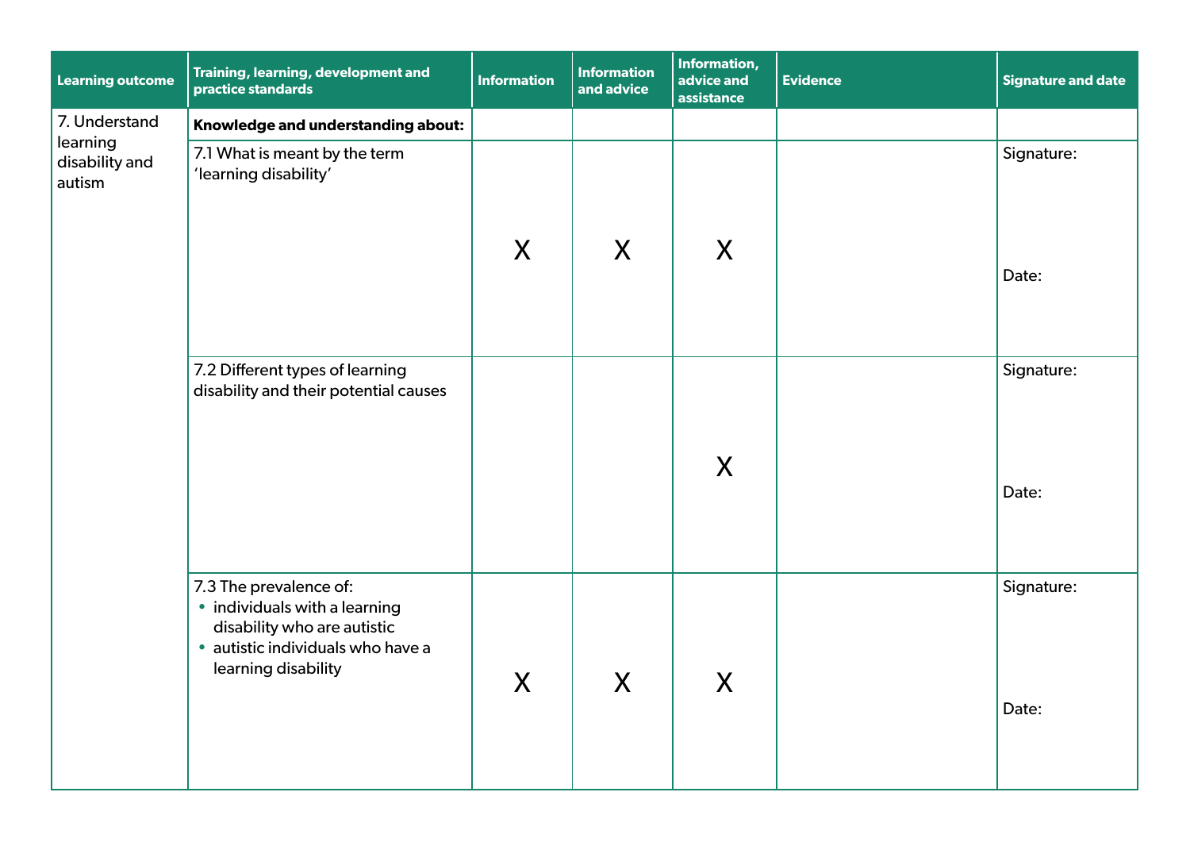| Learning outcome | Training, learning, development and practice standards | Information | Information and advice | Information, advice and assistance | Evidence | Signature and date |
|---|---|---|---|---|---|---|
| 7. Understand learning disability and autism | **Knowledge and understanding about:** | | | | | |
| | 7.1 What is meant by the term 'learning disability' | X | X | X | | Signature:<br><br>Date: |
| | 7.2 Different types of learning disability and their potential causes | | | X | | Signature:<br><br>Date: |
| | 7.3 The prevalence of:<br>• individuals with a learning disability who are autistic<br>• autistic individuals who have a learning disability | X | X | X | | Signature:<br><br>Date: |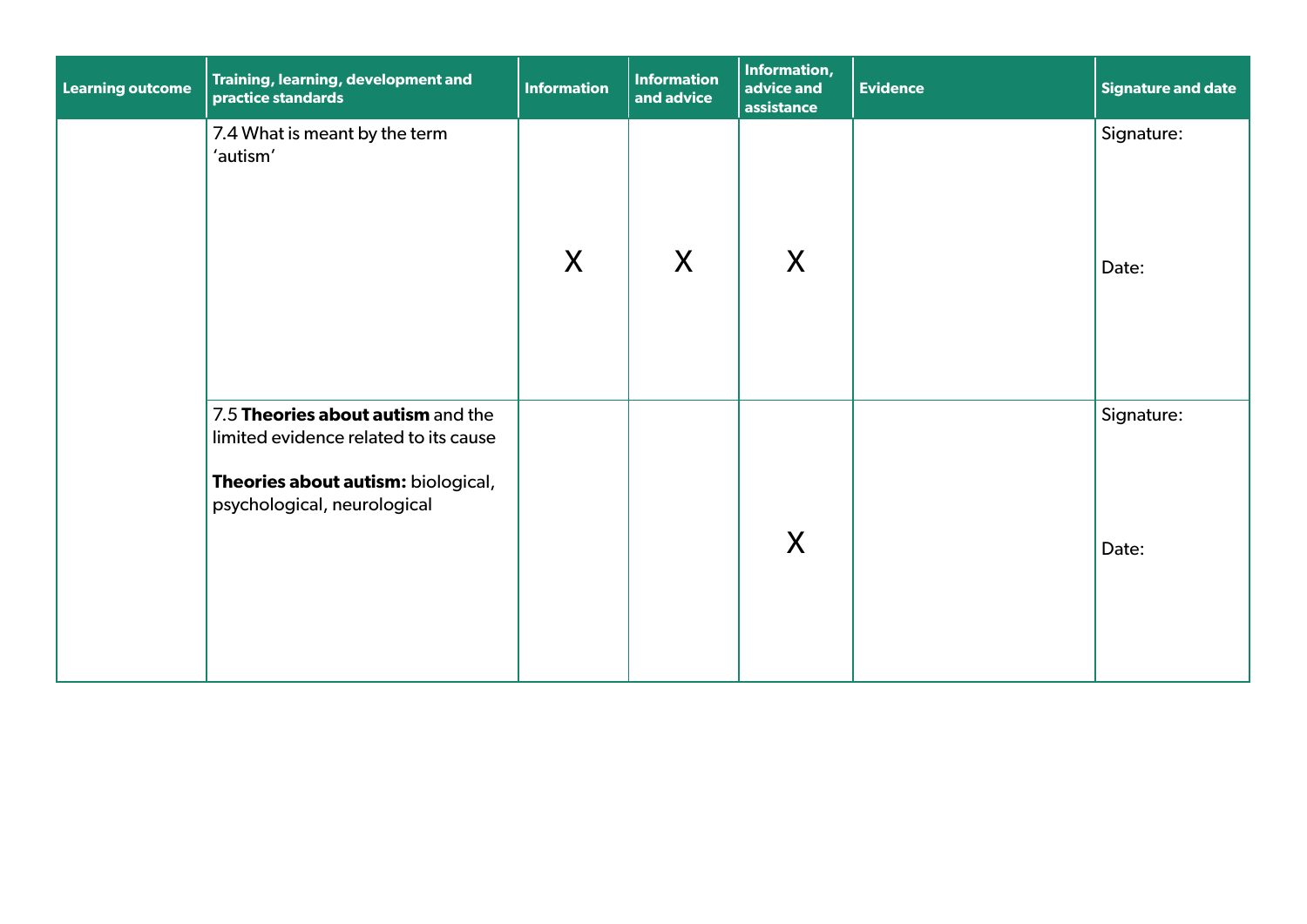| Learning outcome | Training, learning, development and practice standards | Information | Information and advice | Information, advice and assistance | Evidence | Signature and date |
|---|---|---|---|---|---|---|
| | 7.4 What is meant by the term 'autism' | X | X | X | | Signature:<br><br>Date: |
| | 7.5 **Theories about autism** and the limited evidence related to its cause<br><br>**Theories about autism:** biological, psychological, neurological | | | X | | Signature:<br><br>Date: |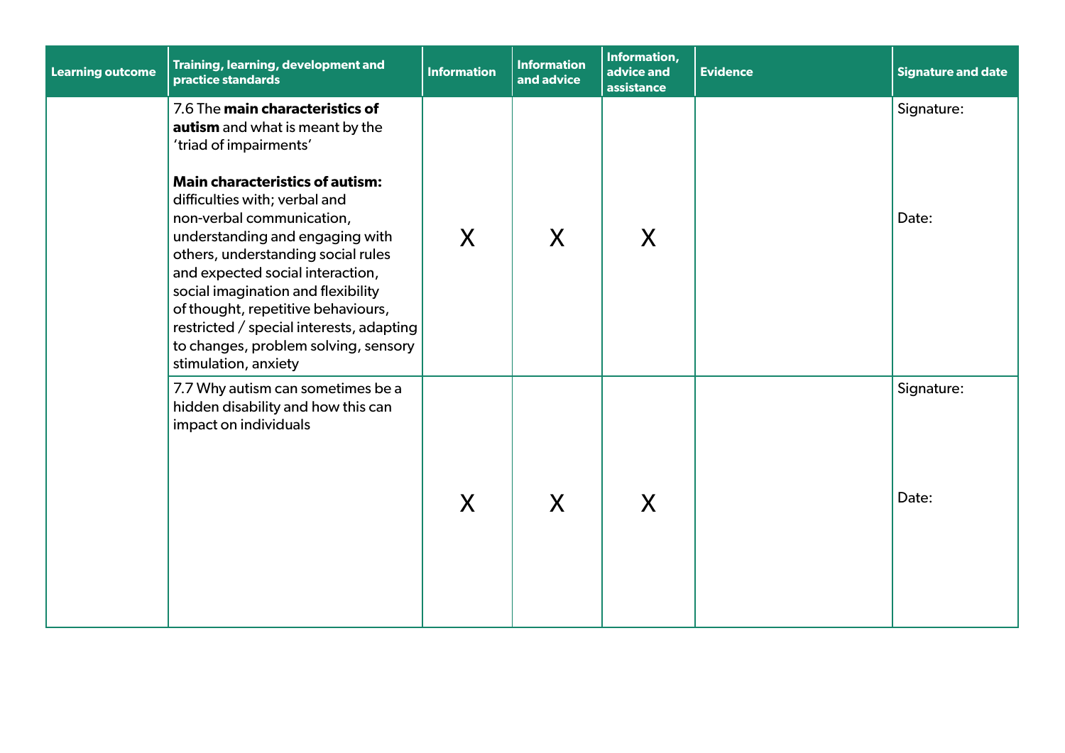| Learning outcome | Training, learning, development and practice standards | Information | Information and advice | Information, advice and assistance | Evidence | Signature and date |
|---|---|---|---|---|---|---|
| | 7.6 The **main characteristics of autism** and what is meant by the 'triad of impairments'<br><br>**Main characteristics of autism:** difficulties with; verbal and non-verbal communication, understanding and engaging with others, understanding social rules and expected social interaction, social imagination and flexibility of thought, repetitive behaviours, restricted / special interests, adapting to changes, problem solving, sensory stimulation, anxiety | X | X | X | | Signature:<br><br>Date: |
| | 7.7 Why autism can sometimes be a hidden disability and how this can impact on individuals | X | X | X | | Signature:<br><br>Date: |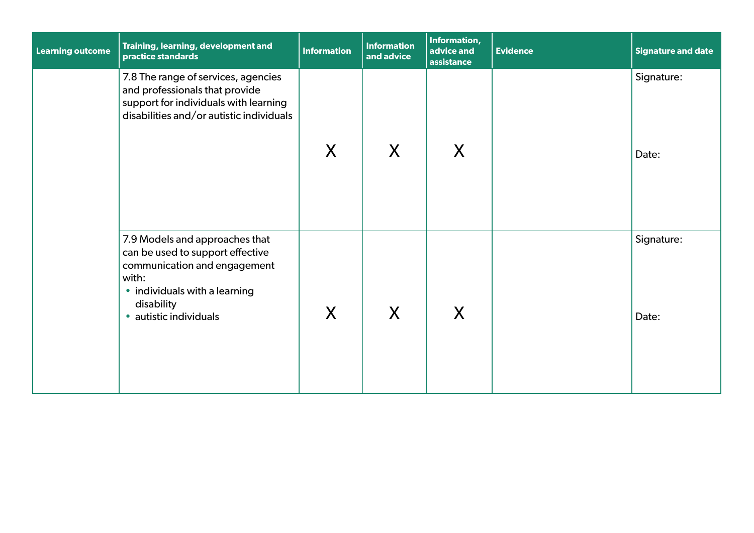| Learning outcome | Training, learning, development and practice standards | Information | Information and advice | Information, advice and assistance | Evidence | Signature and date |
|---|---|---|---|---|---|---|
| | 7.8 The range of services, agencies and professionals that provide support for individuals with learning disabilities and/or autistic individuals | X | X | X | | Signature:<br><br>Date: |
| | 7.9 Models and approaches that can be used to support effective communication and engagement with:<br>• individuals with a learning disability<br>• autistic individuals | X | X | X | | Signature:<br><br>Date: |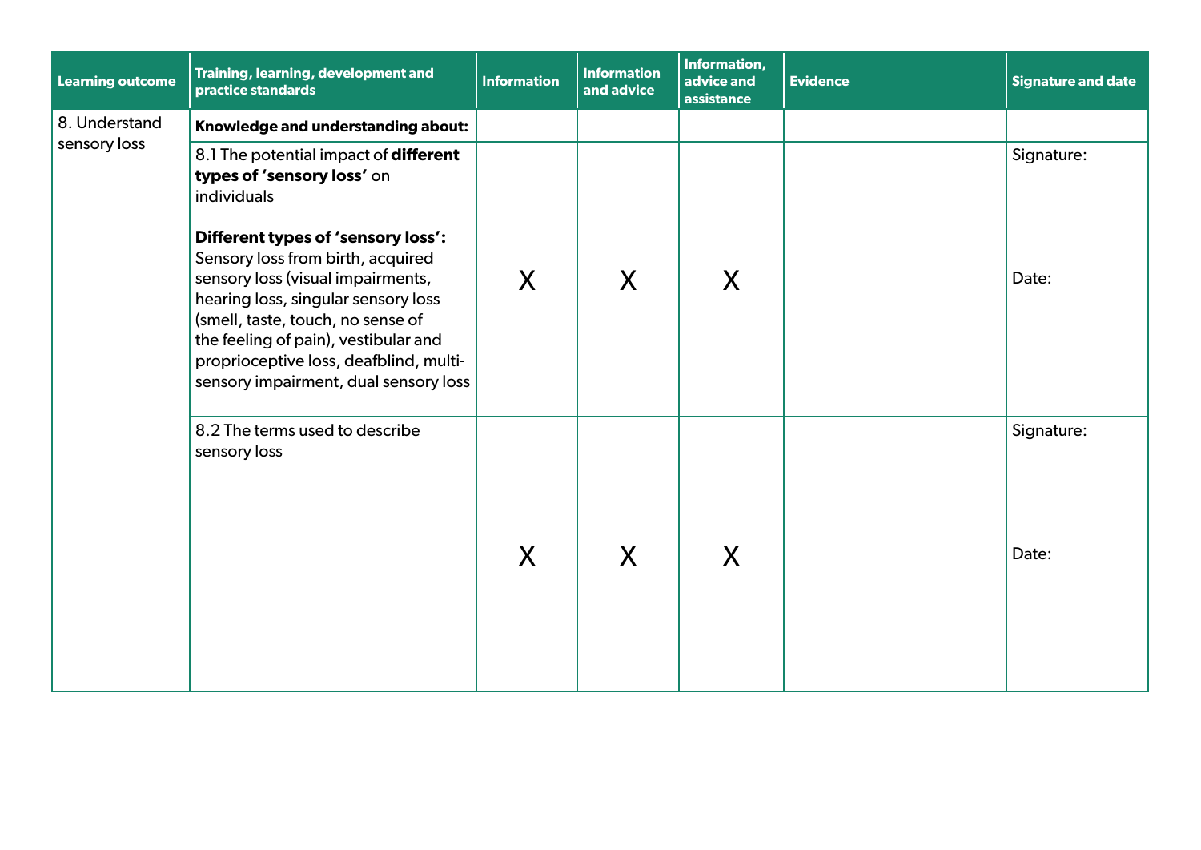| Learning outcome | Training, learning, development and practice standards | Information | Information and advice | Information, advice and assistance | Evidence | Signature and date |
|---|---|---|---|---|---|---|
| 8. Understand sensory loss | **Knowledge and understanding about:** | | | | | |
| | 8.1 The potential impact of **different types of 'sensory loss'** on individuals<br><br>**Different types of 'sensory loss':** Sensory loss from birth, acquired sensory loss (visual impairments, hearing loss, singular sensory loss (smell, taste, touch, no sense of the feeling of pain), vestibular and proprioceptive loss, deafblind, multi-sensory impairment, dual sensory loss | X | X | X | | Signature:<br><br>Date: |
| | 8.2 The terms used to describe sensory loss | X | X | X | | Signature:<br><br>Date: |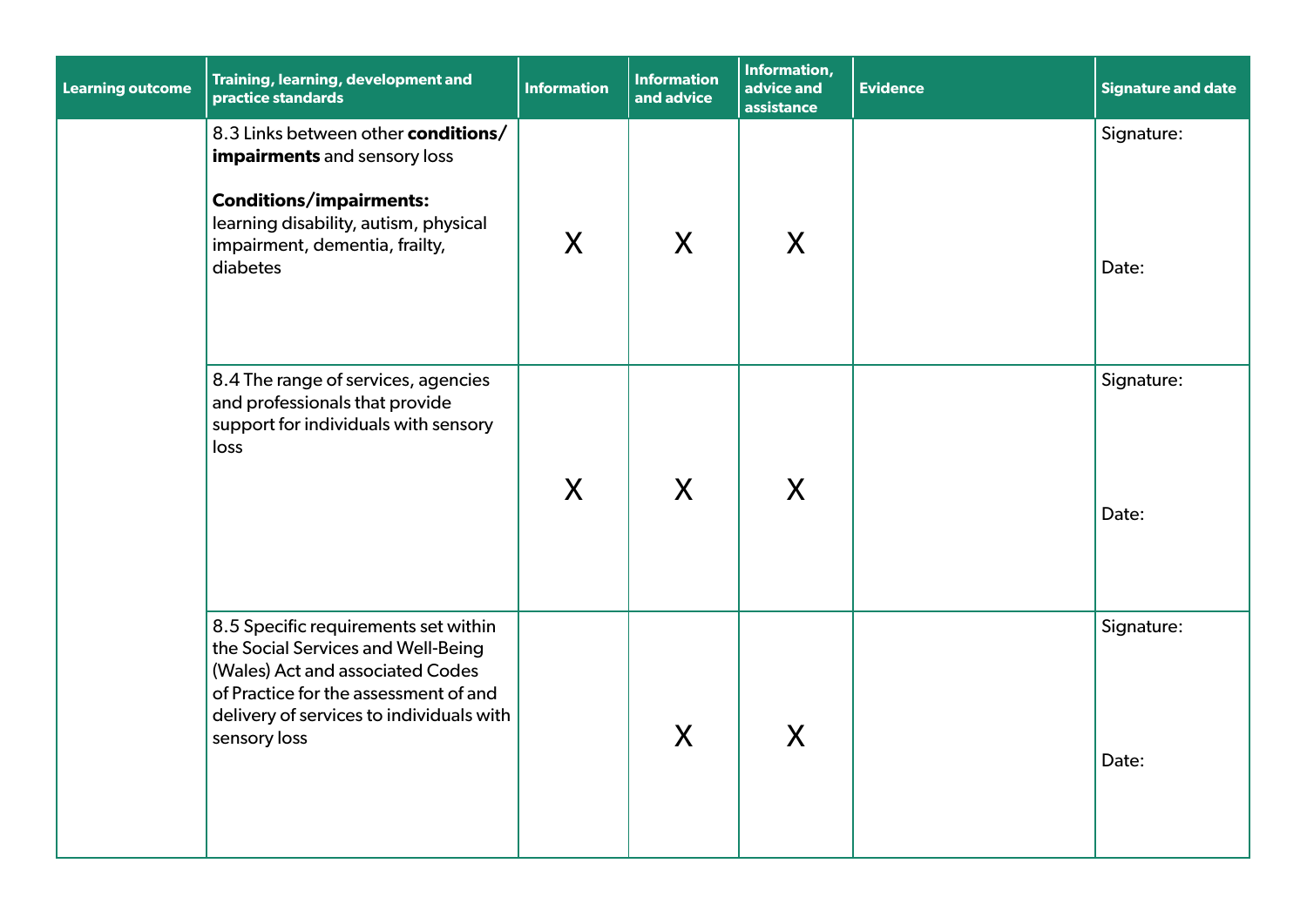| Learning outcome | Training, learning, development and practice standards | Information | Information and advice | Information, advice and assistance | Evidence | Signature and date |
|---|---|---|---|---|---|---|
| | 8.3 Links between other **conditions/ impairments** and sensory loss<br><br>**Conditions/impairments:** learning disability, autism, physical impairment, dementia, frailty, diabetes | X | X | X | | Signature:<br><br>Date: |
| | 8.4 The range of services, agencies and professionals that provide support for individuals with sensory loss | X | X | X | | Signature:<br><br>Date: |
| | 8.5 Specific requirements set within the Social Services and Well-Being (Wales) Act and associated Codes of Practice for the assessment of and delivery of services to individuals with sensory loss | | X | X | | Signature:<br><br>Date: |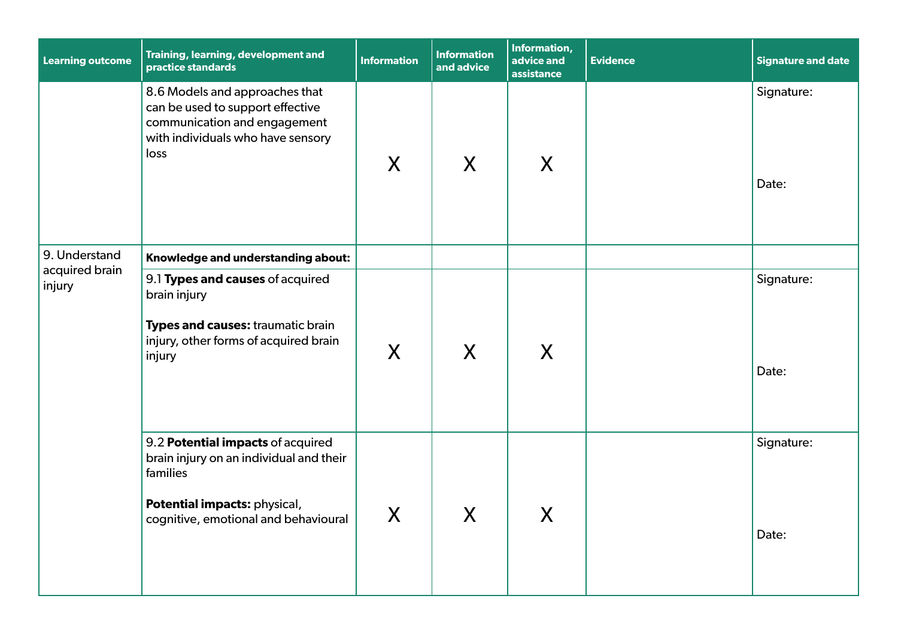| Learning outcome | Training, learning, development and practice standards | Information | Information and advice | Information, advice and assistance | Evidence | Signature and date |
|---|---|---|---|---|---|---|
| | 8.6 Models and approaches that can be used to support effective communication and engagement with individuals who have sensory loss | X | X | X | | Signature:<br><br>Date: |
| 9. Understand acquired brain injury | **Knowledge and understanding about:** | | | | | |
| | 9.1 **Types and causes** of acquired brain injury<br><br>**Types and causes:** traumatic brain injury, other forms of acquired brain injury | X | X | X | | Signature:<br><br>Date: |
| | 9.2 **Potential impacts** of acquired brain injury on an individual and their families<br><br>**Potential impacts:** physical, cognitive, emotional and behavioural | X | X | X | | Signature:<br><br>Date: |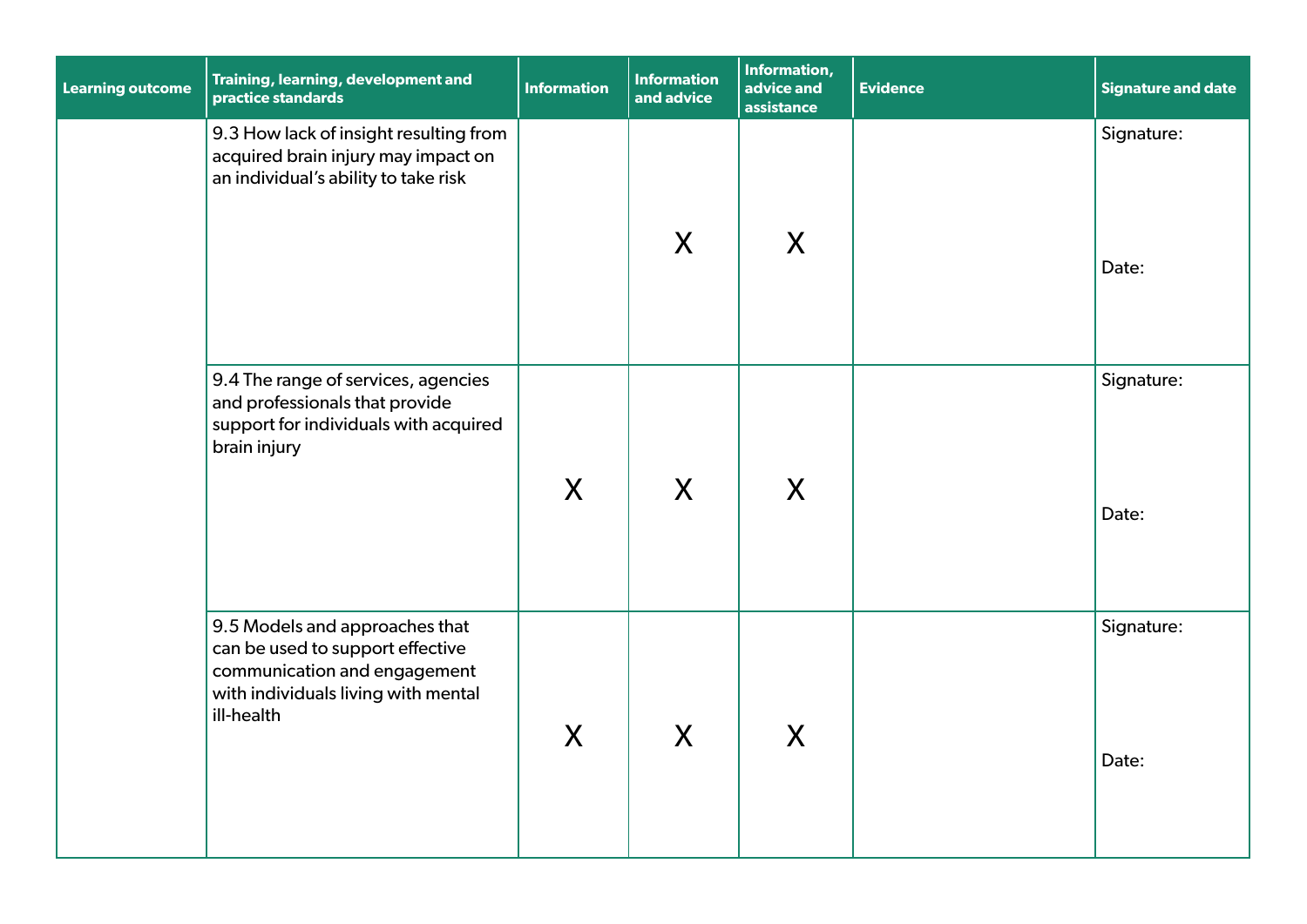| Learning outcome | Training, learning, development and practice standards | Information | Information and advice | Information, advice and assistance | Evidence | Signature and date |
|---|---|---|---|---|---|---|
| | 9.3 How lack of insight resulting from acquired brain injury may impact on an individual's ability to take risk | | X | X | | Signature: Date: |
| | 9.4 The range of services, agencies and professionals that provide support for individuals with acquired brain injury | X | X | X | | Signature: Date: |
| | 9.5 Models and approaches that can be used to support effective communication and engagement with individuals living with mental ill-health | X | X | X | | Signature: Date: |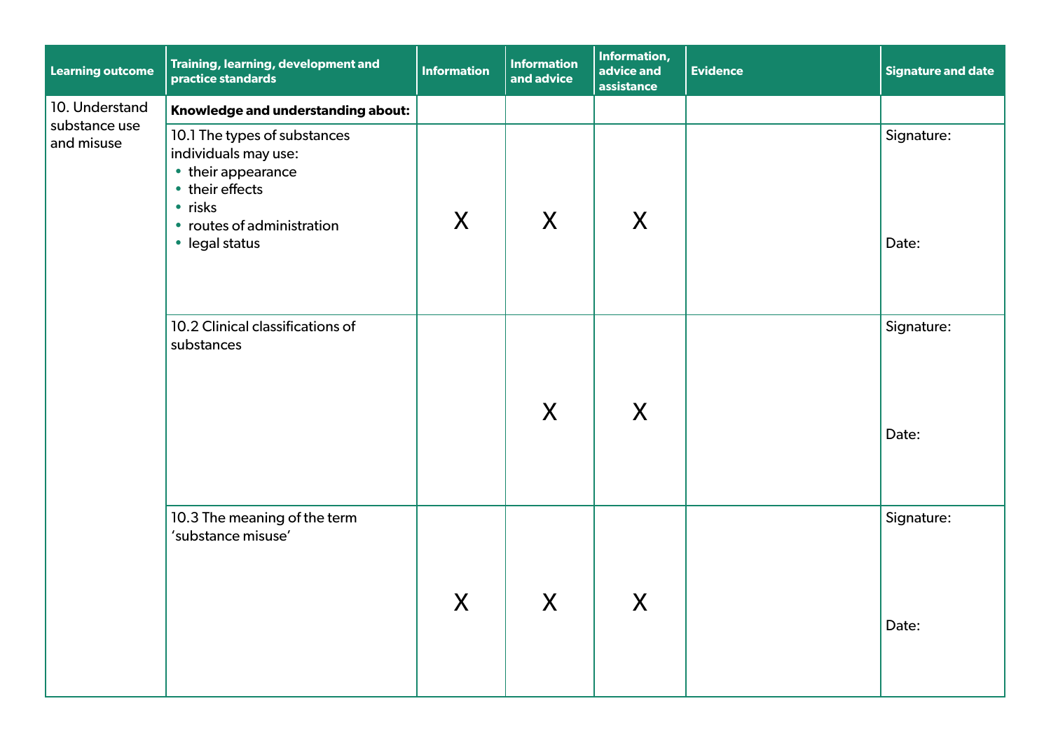| Learning outcome | Training, learning, development and practice standards | Information | Information and advice | Information, advice and assistance | Evidence | Signature and date |
| --- | --- | --- | --- | --- | --- | --- |
| 10. Understand substance use and misuse | **Knowledge and understanding about:** | | | | | |
| | 10.1 The types of substances individuals may use:<br>• their appearance<br>• their effects<br>• risks<br>• routes of administration<br>• legal status | X | X | X | | Signature:<br><br>Date: |
| | 10.2 Clinical classifications of substances | | X | X | | Signature:<br><br>Date: |
| | 10.3 The meaning of the term 'substance misuse' | X | X | X | | Signature:<br><br>Date: |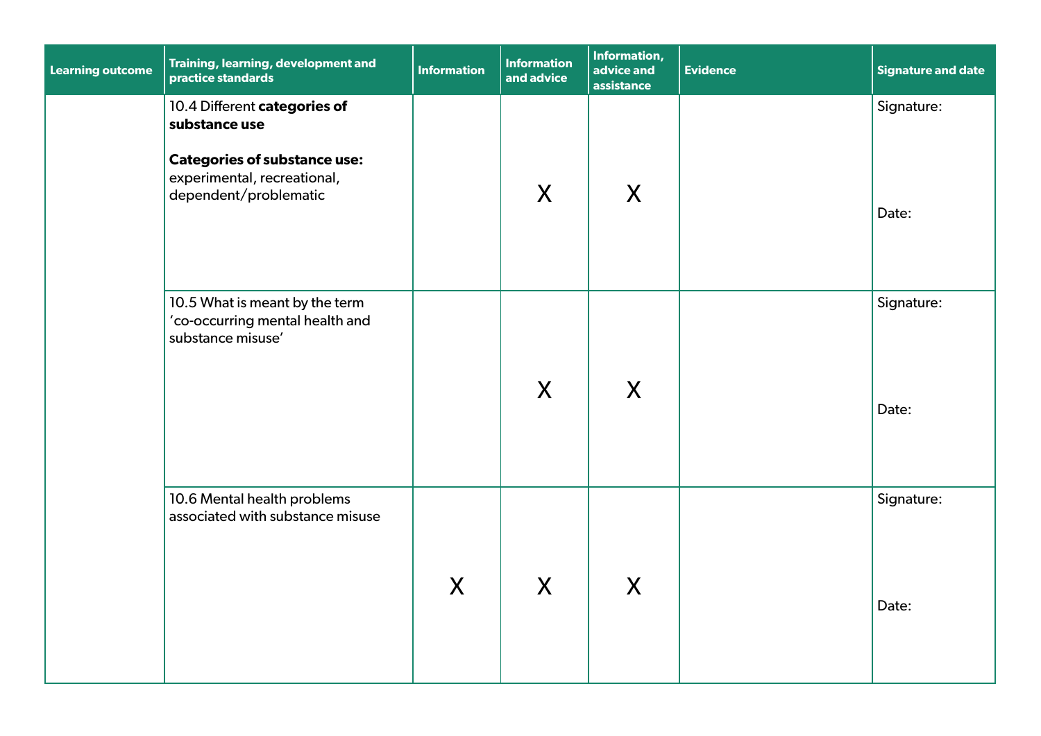| Learning outcome | Training, learning, development and practice standards | Information | Information and advice | Information, advice and assistance | Evidence | Signature and date |
|---|---|---|---|---|---|---|
| | 10.4 Different **categories of substance use**<br><br>**Categories of substance use:** experimental, recreational, dependent/problematic | | X | X | | Signature:<br><br>Date: |
| | 10.5 What is meant by the term 'co-occurring mental health and substance misuse' | | X | X | | Signature:<br><br>Date: |
| | 10.6 Mental health problems associated with substance misuse | X | X | X | | Signature:<br><br>Date: |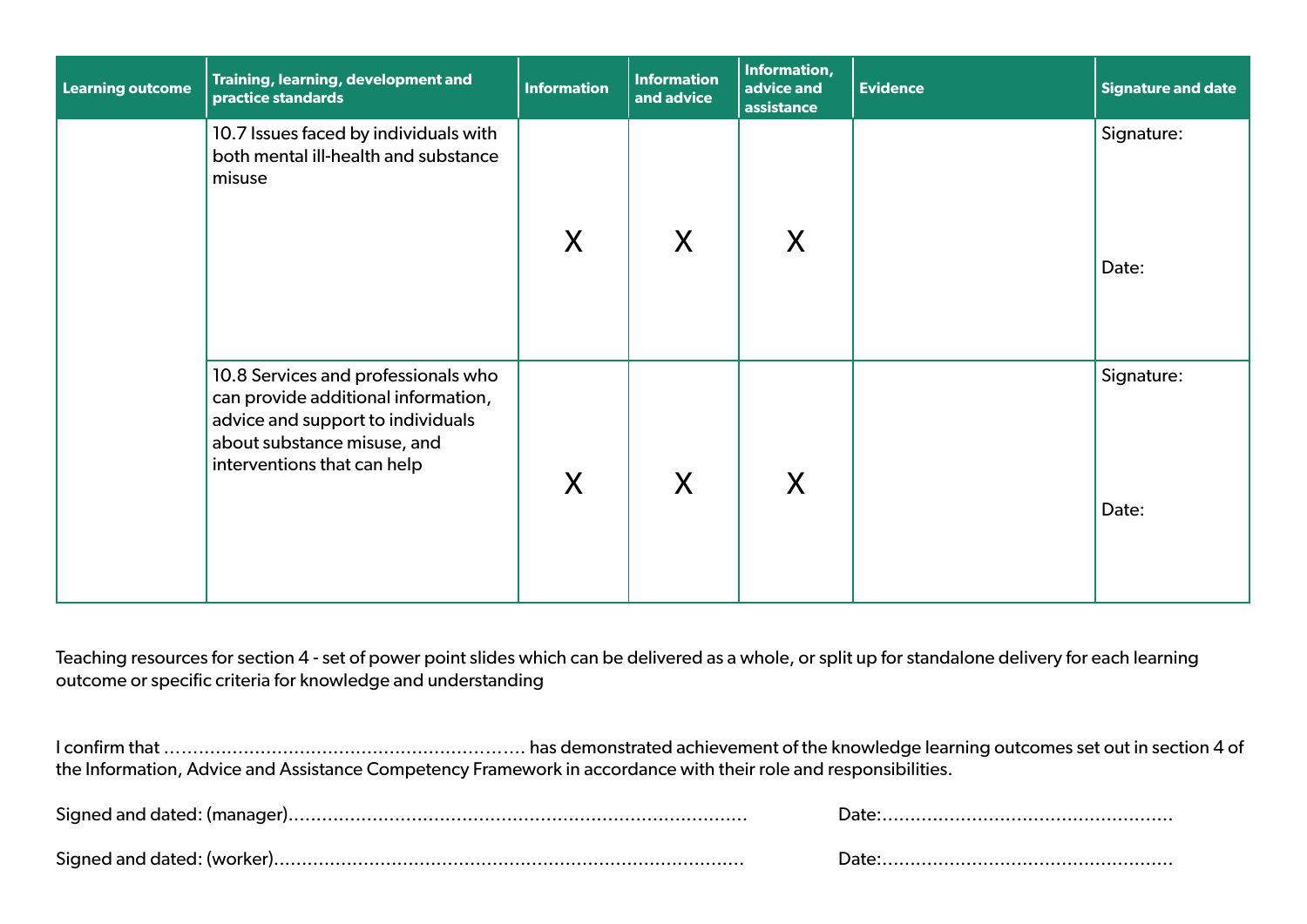| Learning outcome | Training, learning, development and practice standards | Information | Information and advice | Information, advice and assistance | Evidence | Signature and date |
|---|---|---|---|---|---|---|
| | 10.7 Issues faced by individuals with both mental ill-health and substance misuse | X | X | X | | Signature:<br><br>Date: |
| | 10.8 Services and professionals who can provide additional information, advice and support to individuals about substance misuse, and interventions that can help | X | X | X | | Signature:<br><br>Date: |

Teaching resources for section 4 - set of power point slides which can be delivered as a whole, or split up for standalone delivery for each learning outcome or specific criteria for knowledge and understanding

I confirm that ................................................................ has demonstrated achievement of the knowledge learning outcomes set out in section 4 of the Information, Advice and Assistance Competency Framework in accordance with their role and responsibilities.

Signed and dated: (manager)................................................................................. Date:...................................................

Signed and dated: (worker).................................................................................. Date:...................................................